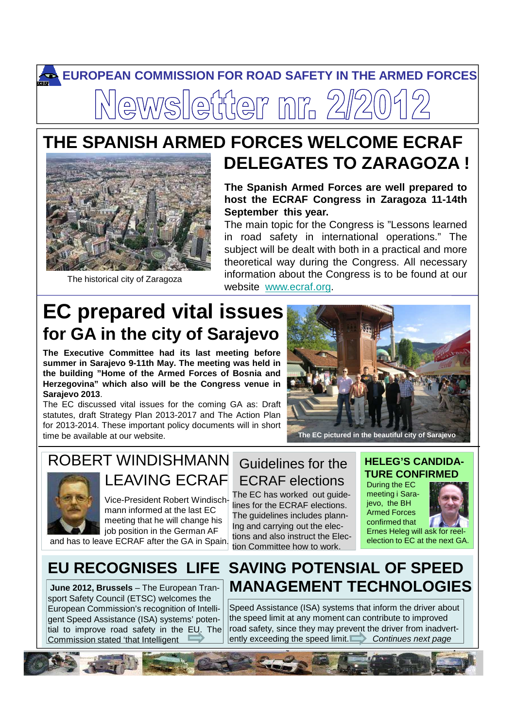# EUROPEAN COMMISSION FOR ROAD SAFETY IN THE ARMED FORCES

# Newsletter nr. 2/2012

## THE SPANISH ARMED FORCES WELCOME ECRAF DELEGATES TO ZARAGOZA !

The historical city of Zaragoza

**The Spanish Armed Forces are well prepared to host the ECRAF Congress in Zaragoza 11-14th September this year.**

The main topic for the Congress is "Lessons learned in road safety in international operations." The subject will be dealt with both in a practical and more theoretical way during the Congress. All necessary information about the Congress is to be found at our website www.ecraf.org.

## EC prepared vital issues for GA in the city of Sarajevo

**The Executive Committee had its last meeting before summer in Sarajevo 9-11th May. The meeting was held in the building "Home of the Armed Forces of Bosnia and Herzegovina" which also will be the Congress venue in Sarajevo 2013**.

The EC discussed vital issues for the coming GA as: Draft statutes, draft Strategy Plan 2013-2017 and The Action Plan for 2013-2014. These important policy documents will in short time be available at our website.

**The EC pictured in the beautiful city of Sarajevo**

## ROBERT WINDISHMANN LEAVING ECRAF

Vice-President Robert Windischmann informed at the last EC meeting that he will change his job position in the German AF and has to leave ECRAF after the GA in Spain.

## Guidelines for the ECRAF elections

The EC has worked out guidelines for the ECRAF elections. The guidelines includes planning and carrying out the elections and also instruct the Election Committee how to work.

## HELEG'S CANDIDATURE CONFIRMED

During the EC meeting i Sarajevo, the BH Armed Forces confirmed that Ernes Heleg will ask for reelection to EC at the next GA.

## EU RECOGNISES LIFE SAVING POTENSIAL OF SPEED MANAGEMENT TECHNOLOGIES

**June 2012, Brussels** – The European Transport Safety Council (ETSC) welcomes the European Commission's recognition of Intelligent Speed Assistance (ISA) systems' potential to improve road safety in the EU. The Commission stated 'that Intelligent Speed Assistance (ISA) systems that inform the driver about the speed limit at any moment can contribute to improved road safety, since they may prevent the driver from inadvertently exceeding the speed limit.

*Continues next page*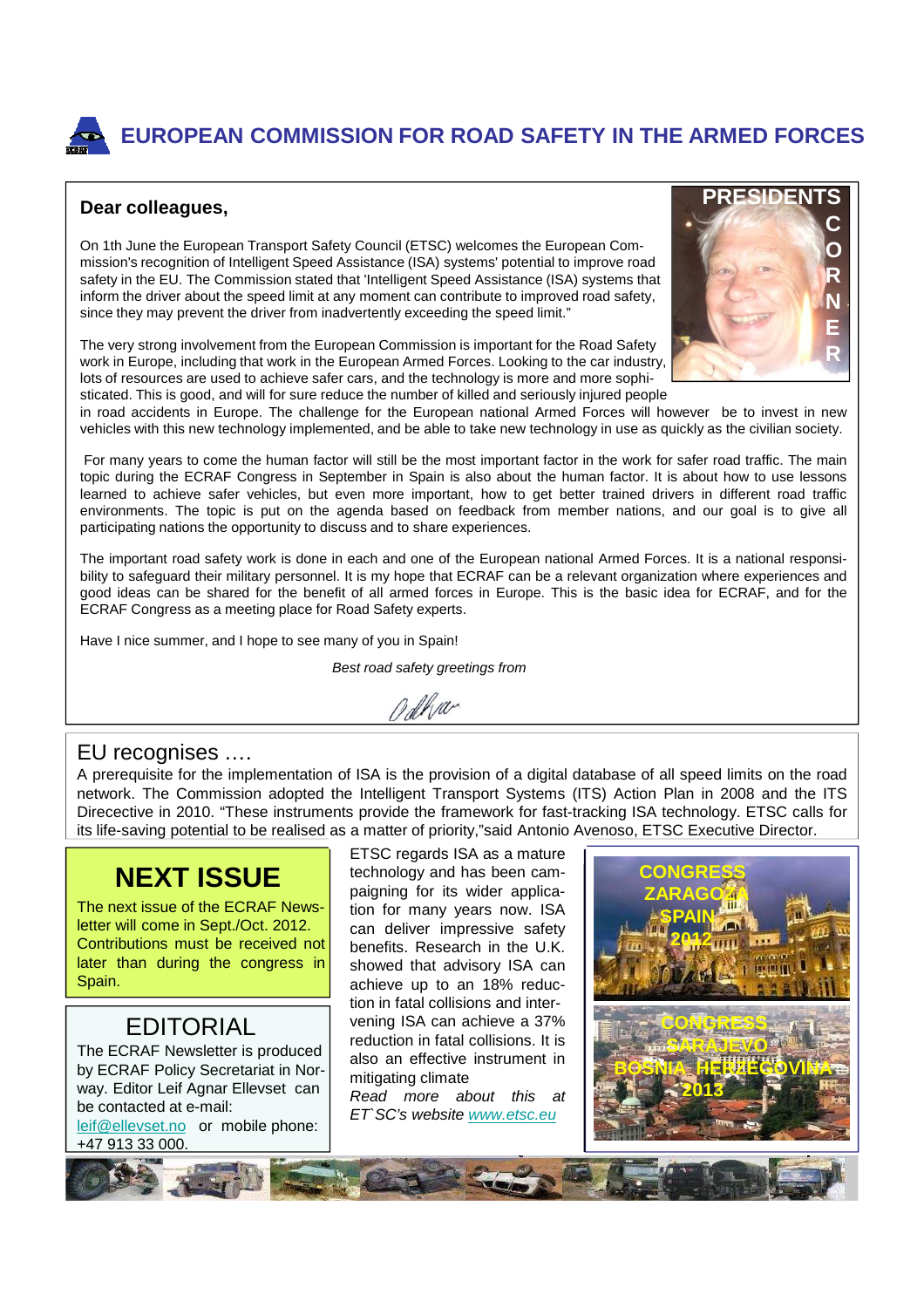# EUROPEAN COMMISSION FOR ROAD SAFETY IN THE ARMED FORCES

**PRESIDENTS CORNER**

## Dear colleagues,

On 1th June the European Transport Safety Council (ETSC) welcomes the European Commission's recognition of Intelligent Speed Assistance (ISA) systems' potential to improve road safety in the EU. The Commission stated that 'Intelligent Speed Assistance (ISA) systems that inform the driver about the speed limit at any moment can contribute to improved road safety, since they may prevent the driver from inadvertently exceeding the speed limit."

The very strong involvement from the European Commission is important for the Road Safety work in Europe, including that work in the European Armed Forces. Looking to the car industry, lots of resources are used to achieve safer cars, and the technology is more and more sophisticated. This is good, and will for sure reduce the number of killed and seriously injured people in road accidents in Europe. The challenge for the European national Armed Forces will however be to invest in new vehicles with this new technology implemented, and be able to take new technology in use as quickly as the civilian society.

For many years to come the human factor will still be the most important factor in the work for safer road traffic. The main topic during the ECRAF Congress in September in Spain is also about the human factor. It is about how to use lessons learned to achieve safer vehicles, but even more important, how to get better trained drivers in different road traffic environments. The topic is put on the agenda based on feedback from member nations, and our goal is to give all participating nations the opportunity to discuss and to share experiences.

The important road safety work is done in each and one of the European national Armed Forces. It is a national responsibility to safeguard their military personnel. It is my hope that ECRAF can be a relevant organization where experiences and good ideas can be shared for the benefit of all armed forces in Europe. This is the basic idea for ECRAF, and for the ECRAF Congress as a meeting place for Road Safety experts.

Have I nice summer, and I hope to see many of you in Spain!

*Best road safety greetings from*

Oddvar

## EU recognises ….

A prerequisite for the implementation of ISA is the provision of a digital database of all speed limits on the road network. The Commission adopted the Intelligent Transport Systems (ITS) Action Plan in 2008 and the ITS Directive in 2010. "These instruments provide the framework for fast-tracking ISA technology. ETSC calls for its life-saving potential to be realised as a matter of priority,"said Antonio Avenoso, ETSC Executive Director.

ETSC regards ISA as a mature technology and has been campaigning for its wider application for many years now. ISA can deliver impressive safety benefits. Research in the U.K. showed that advisory ISA can achieve up to an 18% reduction in fatal collisions and intervening ISA can achieve a 37% reduction in fatal collisions. It is also an effective instrument in mitigating climate

*Read more about this at ET`SC's website [www.etsc.eu](http://www.etsc.eu)*

## NEXT ISSUE

The next issue of the ECRAF Newsletter will come in Sept./Oct. 2012. Contributions must be received not later than during the congress in Spain.

## EDITORIAL

The ECRAF Newsletter is produced by ECRAF Policy Secretariat in Norway. Editor Leif Agnar Ellevset can be contacted at e-mail: [leif@ellevset.no](mailto:leif@ellevset.no) or mobile phone: +47 913 33 000.

CONGRESS ZARAGOZA SPAIN 2012

CONGRESS SARAJEVO BOSNIA HERZEGOVINA 2013